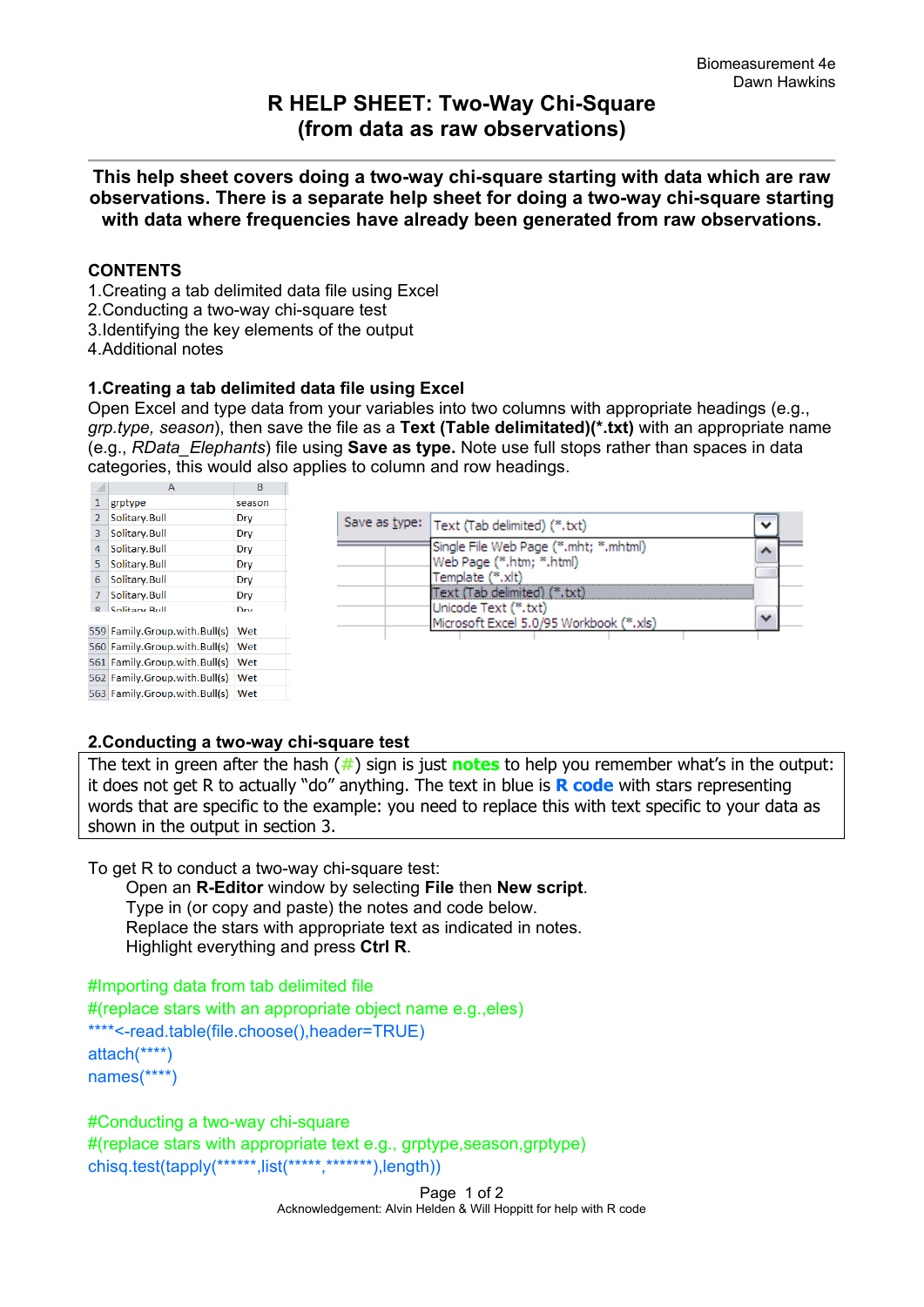Biomeasurement 4e
Dawn Hawkins

# R HELP SHEET: Two-Way Chi-Square (from data as raw observations)

**This help sheet covers doing a two-way chi-square starting with data which are raw observations. There is a separate help sheet for doing a two-way chi-square starting with data where frequencies have already been generated from raw observations.**

## CONTENTS

1. Creating a tab delimited data file using Excel
2. Conducting a two-way chi-square test
3. Identifying the key elements of the output
4. Additional notes

## 1. Creating a tab delimited data file using Excel

Open Excel and type data from your variables into two columns with appropriate headings (e.g., *grp.type, season*), then save the file as a **Text (Table delimitated)(*.txt)** with an appropriate name (e.g., *RData_Elephants*) file using **Save as type.** Note use full stops rather than spaces in data categories, this would also applies to column and row headings.

| | A | B |
|---|---|---|
| 1 | grptype | season |
| 2 | Solitary.Bull | Dry |
| 3 | Solitary.Bull | Dry |
| 4 | Solitary.Bull | Dry |
| 5 | Solitary.Bull | Dry |
| 6 | Solitary.Bull | Dry |
| 7 | Solitary.Bull | Dry |
| 8 | Solitary.Bull | Dry |
| 559 | Family.Group.with.Bull(s) | Wet |
| 560 | Family.Group.with.Bull(s) | Wet |
| 561 | Family.Group.with.Bull(s) | Wet |
| 562 | Family.Group.with.Bull(s) | Wet |
| 563 | Family.Group.with.Bull(s) | Wet |

Save as type: Text (Tab delimited) (*.txt)

- Single File Web Page (*.mht; *.mhtml)
- Web Page (*.htm; *.html)
- Template (*.xlt)
- Text (Tab delimited) (*.txt)
- Unicode Text (*.txt)
- Microsoft Excel 5.0/95 Workbook (*.xls)

## 2. Conducting a two-way chi-square test

The text in green after the hash (#) sign is just **notes** to help you remember what's in the output: it does not get R to actually "do" anything. The text in blue is **R code** with stars representing words that are specific to the example: you need to replace this with text specific to your data as shown in the output in section 3.

To get R to conduct a two-way chi-square test:

Open an **R-Editor** window by selecting **File** then **New script**.
Type in (or copy and paste) the notes and code below.
Replace the stars with appropriate text as indicated in notes.
Highlight everything and press **Ctrl R**.

```
#Importing data from tab delimited file
#(replace stars with an appropriate object name e.g.,eles)
****<-read.table(file.choose(),header=TRUE)
attach(****)
names(****)

#Conducting a two-way chi-square
#(replace stars with appropriate text e.g., grptype,season,grptype)
chisq.test(tapply(******,list(*****,*******),length))
```

Acknowledgement: Alvin Helden & Will Hoppitt for help with R code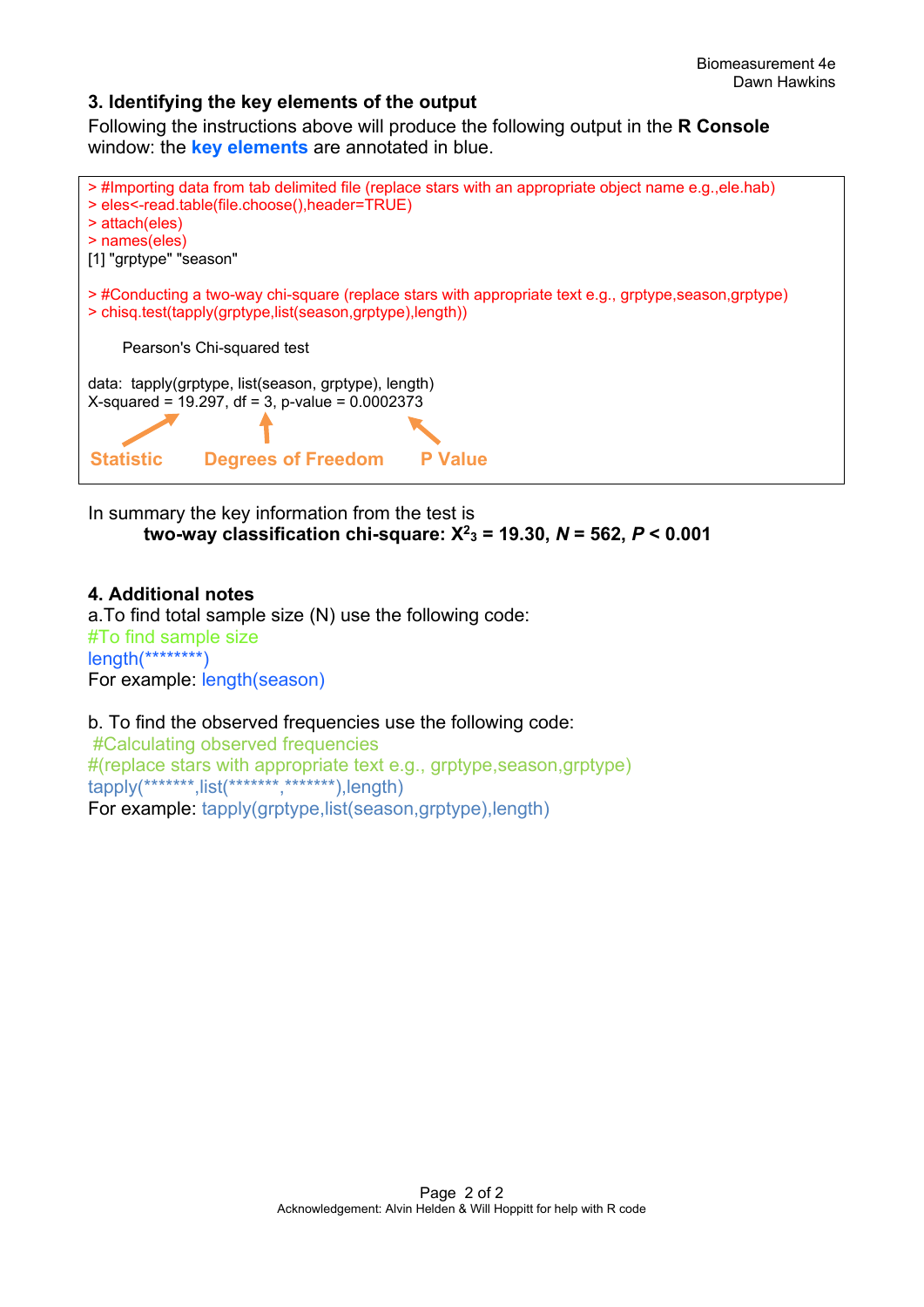## 3. Identifying the key elements of the output

Following the instructions above will produce the following output in the **R Console** window: the **key elements** are annotated in blue.

```
> #Importing data from tab delimited file (replace stars with an appropriate object name e.g.,ele.hab)
> eles<-read.table(file.choose(),header=TRUE)
> attach(eles)
> names(eles)
[1] "grptype" "season"

> #Conducting a two-way chi-square (replace stars with appropriate text e.g., grptype,season,grptype)
> chisq.test(tapply(grptype,list(season,grptype),length))

        Pearson's Chi-squared test

data:  tapply(grptype, list(season, grptype), length)
X-squared = 19.297, df = 3, p-value = 0.0002373
```

Statistic    Degrees of Freedom    P Value

In summary the key information from the test is

**two-way classification chi-square: $X^2_3 = 19.30$, $N = 562$, $P < 0.001$**

## 4. Additional notes

a. To find total sample size (N) use the following code:

```
#To find sample size
length(********)
```

For example: `length(season)`

b. To find the observed frequencies use the following code:

```
#Calculating observed frequencies
#(replace stars with appropriate text e.g., grptype,season,grptype)
tapply(*******,list(*******,*******),length)
```

For example: `tapply(grptype,list(season,grptype),length)`

Acknowledgement: Alvin Helden & Will Hoppitt for help with R code